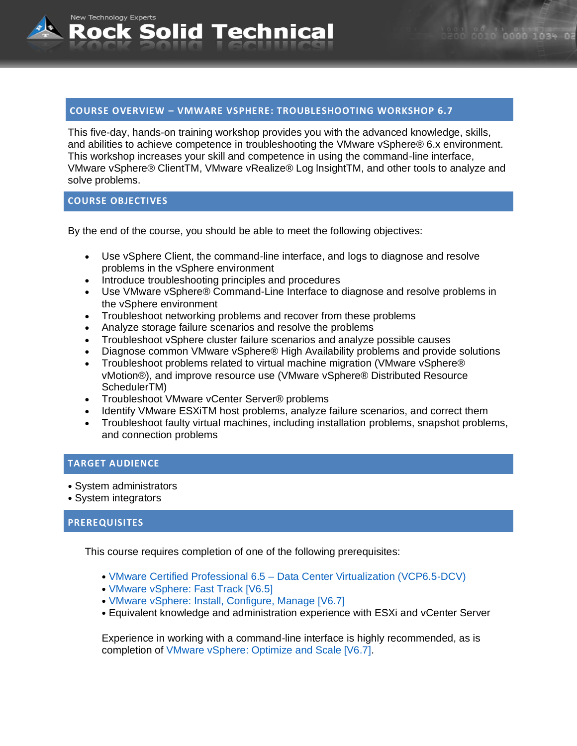## COURSE OVERVIEW – VMWARE VSPHERE: TROUBLESHOOTING WORKSHOP 6.7

This five-day, hands-on training workshop provides you with the advanced knowledge, skills, and abilities to achieve competence in troubleshooting the VMware vSphere® 6.x environment. This workshop increases your skill and competence in using the command-line interface, VMware vSphere® ClientTM, VMware vRealize® Log InsightTM, and other tools to analyze and solve problems.

## COURSE OBJECTIVES

By the end of the course, you should be able to meet the following objectives:

- Use vSphere Client, the command-line interface, and logs to diagnose and resolve problems in the vSphere environment
- Introduce troubleshooting principles and procedures
- Use VMware vSphere® Command-Line Interface to diagnose and resolve problems in the vSphere environment
- Troubleshoot networking problems and recover from these problems
- Analyze storage failure scenarios and resolve the problems
- Troubleshoot vSphere cluster failure scenarios and analyze possible causes
- Diagnose common VMware vSphere® High Availability problems and provide solutions
- Troubleshoot problems related to virtual machine migration (VMware vSphere® vMotion®), and improve resource use (VMware vSphere® Distributed Resource SchedulerTM)
- Troubleshoot VMware vCenter Server® problems
- Identify VMware ESXiTM host problems, analyze failure scenarios, and correct them
- Troubleshoot faulty virtual machines, including installation problems, snapshot problems, and connection problems

## TARGET AUDIENCE

- System administrators
- System integrators

## PREREQUISITES

This course requires completion of one of the following prerequisites:

- VMware Certified Professional 6.5 – Data Center Virtualization (VCP6.5-DCV)
- VMware vSphere: Fast Track [V6.5]
- VMware vSphere: Install, Configure, Manage [V6.7]
- Equivalent knowledge and administration experience with ESXi and vCenter Server

Experience in working with a command-line interface is highly recommended, as is completion of VMware vSphere: Optimize and Scale [V6.7].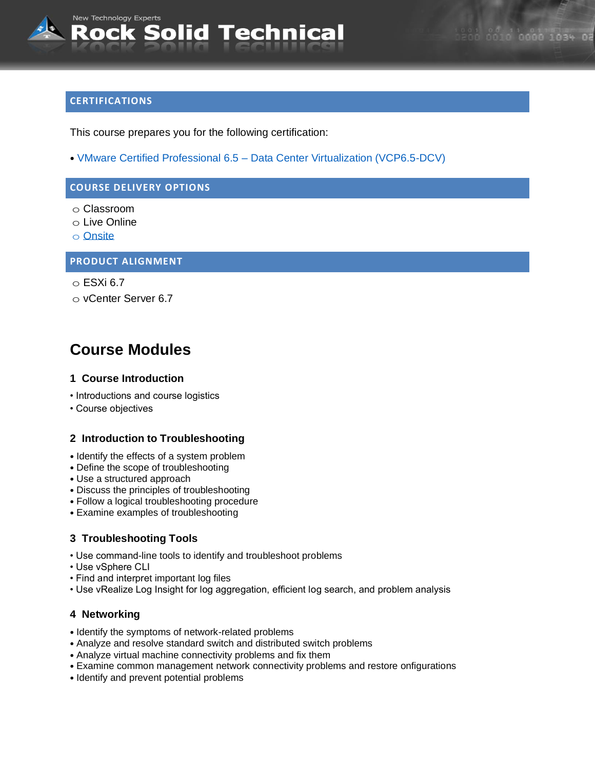## CERTIFICATIONS

This course prepares you for the following certification:

• VMware Certified Professional 6.5 – Data Center Virtualization (VCP6.5-DCV)

## COURSE DELIVERY OPTIONS

- Classroom
- Live Online
- Onsite

## PRODUCT ALIGNMENT

- ESXi 6.7
- vCenter Server 6.7

# Course Modules

### 1 Course Introduction

- Introductions and course logistics
- Course objectives

### 2 Introduction to Troubleshooting

- Identify the effects of a system problem
- Define the scope of troubleshooting
- Use a structured approach
- Discuss the principles of troubleshooting
- Follow a logical troubleshooting procedure
- Examine examples of troubleshooting

### 3 Troubleshooting Tools

- Use command-line tools to identify and troubleshoot problems
- Use vSphere CLI
- Find and interpret important log files
- Use vRealize Log Insight for log aggregation, efficient log search, and problem analysis

### 4 Networking

- Identify the symptoms of network-related problems
- Analyze and resolve standard switch and distributed switch problems
- Analyze virtual machine connectivity problems and fix them
- Examine common management network connectivity problems and restore onfigurations
- Identify and prevent potential problems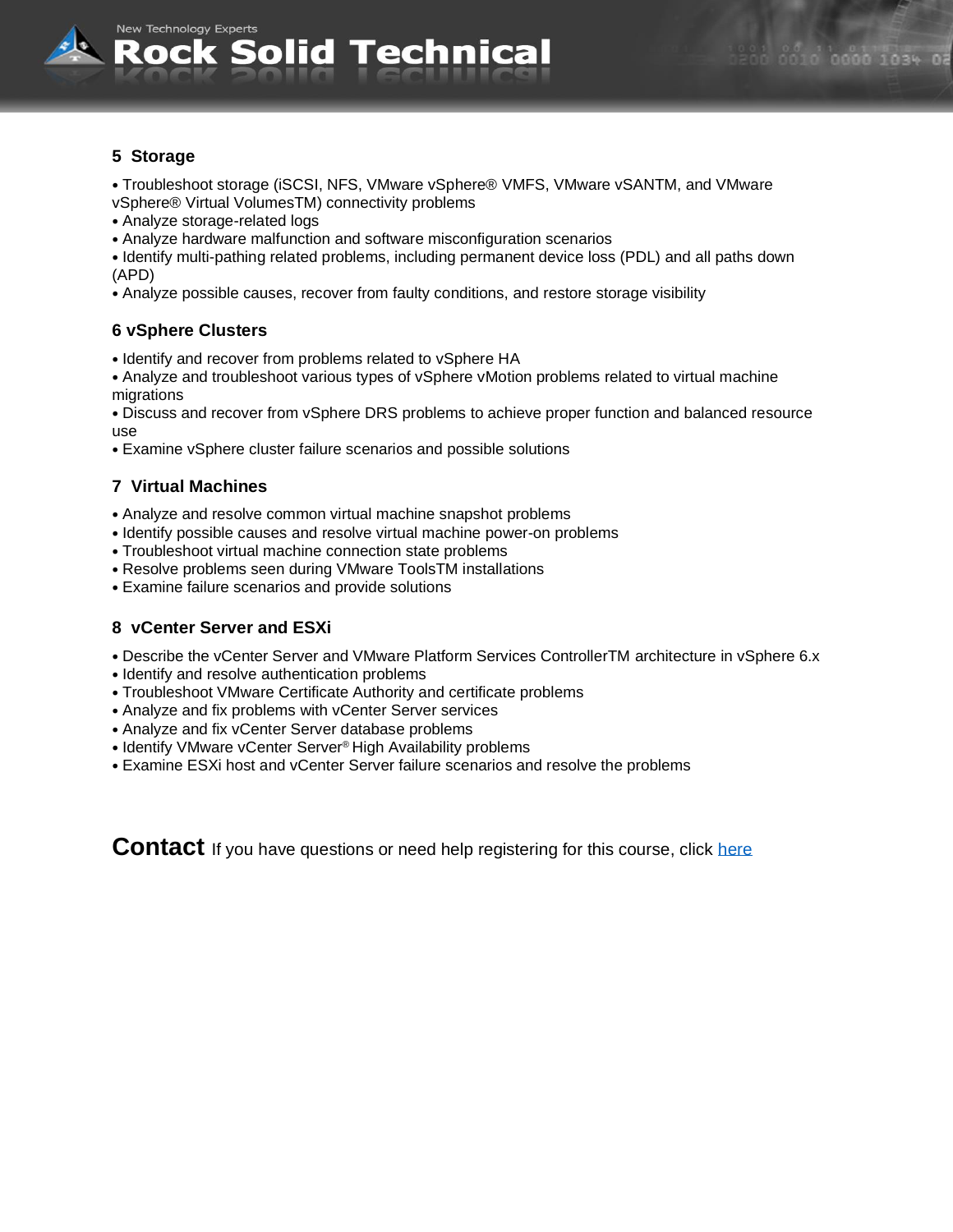## 5 Storage

- Troubleshoot storage (iSCSI, NFS, VMware vSphere® VMFS, VMware vSANTM, and VMware vSphere® Virtual VolumesTM) connectivity problems
- Analyze storage-related logs
- Analyze hardware malfunction and software misconfiguration scenarios
- Identify multi-pathing related problems, including permanent device loss (PDL) and all paths down (APD)
- Analyze possible causes, recover from faulty conditions, and restore storage visibility

## 6 vSphere Clusters

- Identify and recover from problems related to vSphere HA
- Analyze and troubleshoot various types of vSphere vMotion problems related to virtual machine migrations
- Discuss and recover from vSphere DRS problems to achieve proper function and balanced resource use
- Examine vSphere cluster failure scenarios and possible solutions

## 7 Virtual Machines

- Analyze and resolve common virtual machine snapshot problems
- Identify possible causes and resolve virtual machine power-on problems
- Troubleshoot virtual machine connection state problems
- Resolve problems seen during VMware ToolsTM installations
- Examine failure scenarios and provide solutions

## 8 vCenter Server and ESXi

- Describe the vCenter Server and VMware Platform Services ControllerTM architecture in vSphere 6.x
- Identify and resolve authentication problems
- Troubleshoot VMware Certificate Authority and certificate problems
- Analyze and fix problems with vCenter Server services
- Analyze and fix vCenter Server database problems
- Identify VMware vCenter Server® High Availability problems
- Examine ESXi host and vCenter Server failure scenarios and resolve the problems

**Contact** If you have questions or need help registering for this course, click here